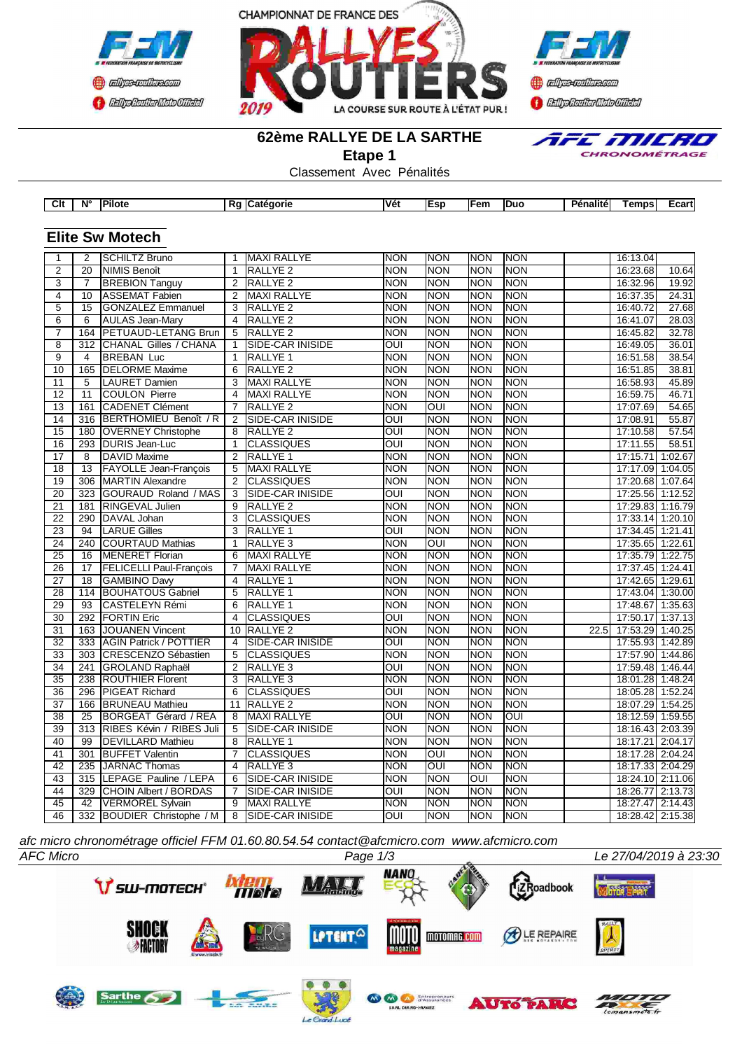# 62ème RALLYE DE LA SARTHE

## Etape 1

Classement Avec Pénalités

### Elite Sw Motech

| Clt | N° | Pilote | Rg | Catégorie | Vét | Esp | Fem | Duo | Pénalité | Temps | Ecart |
|---|---|---|---|---|---|---|---|---|---|---|---|
| 1 | 2 | SCHILTZ Bruno | 1 | MAXI RALLYE | NON | NON | NON | NON | | 16:13.04 | |
| 2 | 20 | NIMIS Benoît | 1 | RALLYE 2 | NON | NON | NON | NON | | 16:23.68 | 10.64 |
| 3 | 7 | BREBION Tanguy | 2 | RALLYE 2 | NON | NON | NON | NON | | 16:32.96 | 19.92 |
| 4 | 10 | ASSEMAT Fabien | 2 | MAXI RALLYE | NON | NON | NON | NON | | 16:37.35 | 24.31 |
| 5 | 15 | GONZALEZ Emmanuel | 3 | RALLYE 2 | NON | NON | NON | NON | | 16:40.72 | 27.68 |
| 6 | 6 | AULAS Jean-Mary | 4 | RALLYE 2 | NON | NON | NON | NON | | 16:41.07 | 28.03 |
| 7 | 164 | PETUAUD-LETANG Brun | 5 | RALLYE 2 | NON | NON | NON | NON | | 16:45.82 | 32.78 |
| 8 | 312 | CHANAL Gilles / CHANA | 1 | SIDE-CAR INISIDE | OUI | NON | NON | NON | | 16:49.05 | 36.01 |
| 9 | 4 | BREBAN Luc | 1 | RALLYE 1 | NON | NON | NON | NON | | 16:51.58 | 38.54 |
| 10 | 165 | DELORME Maxime | 6 | RALLYE 2 | NON | NON | NON | NON | | 16:51.85 | 38.81 |
| 11 | 5 | LAURET Damien | 3 | MAXI RALLYE | NON | NON | NON | NON | | 16:58.93 | 45.89 |
| 12 | 11 | COULON Pierre | 4 | MAXI RALLYE | NON | NON | NON | NON | | 16:59.75 | 46.71 |
| 13 | 161 | CADENET Clément | 7 | RALLYE 2 | NON | OUI | NON | NON | | 17:07.69 | 54.65 |
| 14 | 316 | BERTHOMIEU Benoît / R | 2 | SIDE-CAR INISIDE | OUI | NON | NON | NON | | 17:08.91 | 55.87 |
| 15 | 180 | OVERNEY Christophe | 8 | RALLYE 2 | OUI | NON | NON | NON | | 17:10.58 | 57.54 |
| 16 | 293 | DURIS Jean-Luc | 1 | CLASSIQUES | OUI | NON | NON | NON | | 17:11.55 | 58.51 |
| 17 | 8 | DAVID Maxime | 2 | RALLYE 1 | NON | NON | NON | NON | | 17:15.71 | 1:02.67 |
| 18 | 13 | FAYOLLE Jean-François | 5 | MAXI RALLYE | NON | NON | NON | NON | | 17:17.09 | 1:04.05 |
| 19 | 306 | MARTIN Alexandre | 2 | CLASSIQUES | NON | NON | NON | NON | | 17:20.68 | 1:07.64 |
| 20 | 323 | GOURAUD Roland / MAS | 3 | SIDE-CAR INISIDE | OUI | NON | NON | NON | | 17:25.56 | 1:12.52 |
| 21 | 181 | RINGEVAL Julien | 9 | RALLYE 2 | NON | NON | NON | NON | | 17:29.83 | 1:16.79 |
| 22 | 290 | DAVAL Johan | 3 | CLASSIQUES | NON | NON | NON | NON | | 17:33.14 | 1:20.10 |
| 23 | 94 | LARUE Gilles | 3 | RALLYE 1 | OUI | NON | NON | NON | | 17:34.45 | 1:21.41 |
| 24 | 240 | COURTAUD Mathias | 1 | RALLYE 3 | NON | OUI | NON | NON | | 17:35.65 | 1:22.61 |
| 25 | 16 | MENERET Florian | 6 | MAXI RALLYE | NON | NON | NON | NON | | 17:35.79 | 1:22.75 |
| 26 | 17 | FELICELLI Paul-François | 7 | MAXI RALLYE | NON | NON | NON | NON | | 17:37.45 | 1:24.41 |
| 27 | 18 | GAMBINO Davy | 4 | RALLYE 1 | NON | NON | NON | NON | | 17:42.65 | 1:29.61 |
| 28 | 114 | BOUHATOUS Gabriel | 5 | RALLYE 1 | NON | NON | NON | NON | | 17:43.04 | 1:30.00 |
| 29 | 93 | CASTELEYN Rémi | 6 | RALLYE 1 | NON | NON | NON | NON | | 17:48.67 | 1:35.63 |
| 30 | 292 | FORTIN Eric | 4 | CLASSIQUES | OUI | NON | NON | NON | | 17:50.17 | 1:37.13 |
| 31 | 163 | JOUANEN Vincent | 10 | RALLYE 2 | NON | NON | NON | NON | 22.5 | 17:53.29 | 1:40.25 |
| 32 | 333 | AGIN Patrick / POTTIER | 4 | SIDE-CAR INISIDE | OUI | NON | NON | NON | | 17:55.93 | 1:42.89 |
| 33 | 303 | CRESCENZO Sébastien | 5 | CLASSIQUES | NON | NON | NON | NON | | 17:57.90 | 1:44.86 |
| 34 | 241 | GROLAND Raphaël | 2 | RALLYE 3 | OUI | NON | NON | NON | | 17:59.48 | 1:46.44 |
| 35 | 238 | ROUTHIER Florent | 3 | RALLYE 3 | NON | NON | NON | NON | | 18:01.28 | 1:48.24 |
| 36 | 296 | PIGEAT Richard | 6 | CLASSIQUES | OUI | NON | NON | NON | | 18:05.28 | 1:52.24 |
| 37 | 166 | BRUNEAU Mathieu | 11 | RALLYE 2 | NON | NON | NON | NON | | 18:07.29 | 1:54.25 |
| 38 | 25 | BORGEAT Gérard / REA | 8 | MAXI RALLYE | OUI | NON | NON | OUI | | 18:12.59 | 1:59.55 |
| 39 | 313 | RIBES Kévin / RIBES Juli | 5 | SIDE-CAR INISIDE | NON | NON | NON | NON | | 18:16.43 | 2:03.39 |
| 40 | 99 | DEVILLARD Mathieu | 8 | RALLYE 1 | NON | NON | NON | NON | | 18:17.21 | 2:04.17 |
| 41 | 301 | BUFFET Valentin | 7 | CLASSIQUES | NON | OUI | NON | NON | | 18:17.28 | 2:04.24 |
| 42 | 235 | JARNAC Thomas | 4 | RALLYE 3 | NON | OUI | NON | NON | | 18:17.33 | 2:04.29 |
| 43 | 315 | LEPAGE Pauline / LEPA | 6 | SIDE-CAR INISIDE | NON | NON | OUI | NON | | 18:24.10 | 2:11.06 |
| 44 | 329 | CHOIN Albert / BORDAS | 7 | SIDE-CAR INISIDE | OUI | NON | NON | NON | | 18:26.77 | 2:13.73 |
| 45 | 42 | VERMOREL Sylvain | 9 | MAXI RALLYE | NON | NON | NON | NON | | 18:27.47 | 2:14.43 |
| 46 | 332 | BOUDIER Christophe / M | 8 | SIDE-CAR INISIDE | OUI | NON | NON | NON | | 18:28.42 | 2:15.38 |

*afc micro chronométrage officiel FFM 01.60.80.54.54 contact@afcmicro.com www.afcmicro.com*

*AFC Micro* — *Le 27/04/2019 à 23:30*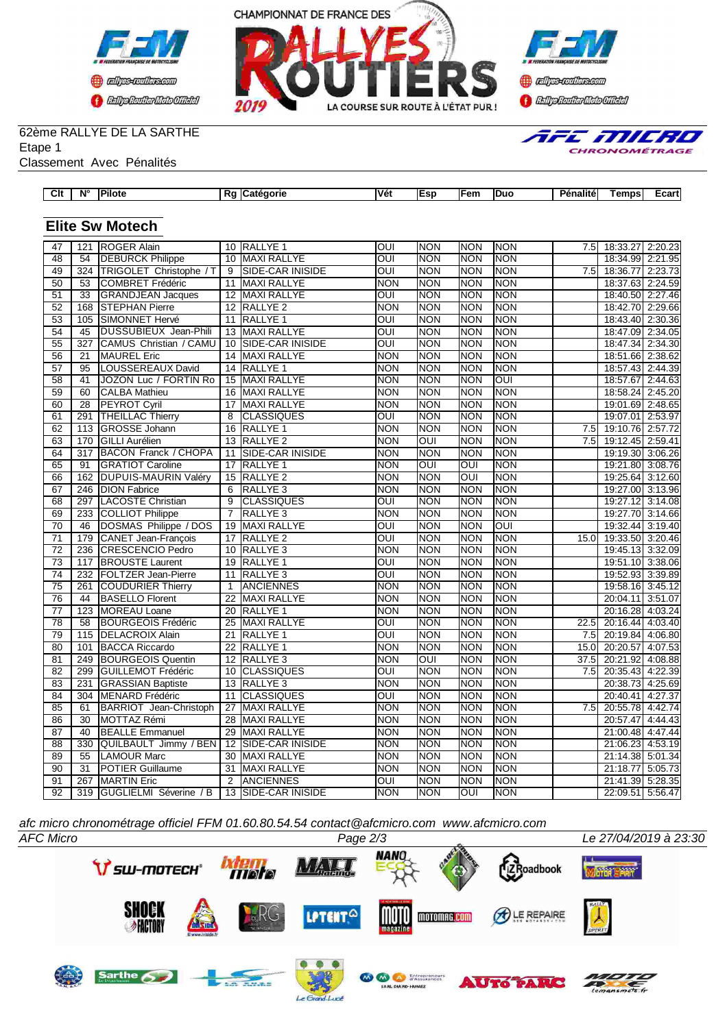62ème RALLYE DE LA SARTHE
Etape 1
Classement Avec Pénalités

## Elite Sw Motech

| Clt | N° | Pilote | Rg | Catégorie | Vét | Esp | Fem | Duo | Pénalité | Temps | Ecart |
|---|---|---|---|---|---|---|---|---|---|---|---|
| 47 | 121 | ROGER Alain | 10 | RALLYE 1 | OUI | NON | NON | NON | 7.5 | 18:33.27 | 2:20.23 |
| 48 | 54 | DEBURCK Philippe | 10 | MAXI RALLYE | OUI | NON | NON | NON | | 18:34.99 | 2:21.95 |
| 49 | 324 | TRIGOLET Christophe / T | 9 | SIDE-CAR INISIDE | OUI | NON | NON | NON | 7.5 | 18:36.77 | 2:23.73 |
| 50 | 53 | COMBRET Frédéric | 11 | MAXI RALLYE | NON | NON | NON | NON | | 18:37.63 | 2:24.59 |
| 51 | 33 | GRANDJEAN Jacques | 12 | MAXI RALLYE | OUI | NON | NON | NON | | 18:40.50 | 2:27.46 |
| 52 | 168 | STEPHAN Pierre | 12 | RALLYE 2 | NON | NON | NON | NON | | 18:42.70 | 2:29.66 |
| 53 | 105 | SIMONNET Hervé | 11 | RALLYE 1 | OUI | NON | NON | NON | | 18:43.40 | 2:30.36 |
| 54 | 45 | DUSSUBIEUX Jean-Phili | 13 | MAXI RALLYE | OUI | NON | NON | NON | | 18:47.09 | 2:34.05 |
| 55 | 327 | CAMUS Christian / CAMU | 10 | SIDE-CAR INISIDE | OUI | NON | NON | NON | | 18:47.34 | 2:34.30 |
| 56 | 21 | MAUREL Eric | 14 | MAXI RALLYE | NON | NON | NON | NON | | 18:51.66 | 2:38.62 |
| 57 | 95 | LOUSSEREAUX David | 14 | RALLYE 1 | NON | NON | NON | NON | | 18:57.43 | 2:44.39 |
| 58 | 41 | JOZON Luc / FORTIN Ro | 15 | MAXI RALLYE | NON | NON | NON | OUI | | 18:57.67 | 2:44.63 |
| 59 | 60 | CALBA Mathieu | 16 | MAXI RALLYE | NON | NON | NON | NON | | 18:58.24 | 2:45.20 |
| 60 | 28 | PEYROT Cyril | 17 | MAXI RALLYE | NON | NON | NON | NON | | 19:01.69 | 2:48.65 |
| 61 | 291 | THEILLAC Thierry | 8 | CLASSIQUES | OUI | NON | NON | NON | | 19:07.01 | 2:53.97 |
| 62 | 113 | GROSSE Johann | 16 | RALLYE 1 | NON | NON | NON | NON | 7.5 | 19:10.76 | 2:57.72 |
| 63 | 170 | GILLI Aurélien | 13 | RALLYE 2 | NON | OUI | NON | NON | 7.5 | 19:12.45 | 2:59.41 |
| 64 | 317 | BACON Franck / CHOPA | 11 | SIDE-CAR INISIDE | NON | NON | NON | NON | | 19:19.30 | 3:06.26 |
| 65 | 91 | GRATIOT Caroline | 17 | RALLYE 1 | NON | OUI | OUI | NON | | 19:21.80 | 3:08.76 |
| 66 | 162 | DUPUIS-MAURIN Valéry | 15 | RALLYE 2 | NON | NON | OUI | NON | | 19:25.64 | 3:12.60 |
| 67 | 246 | DION Fabrice | 6 | RALLYE 3 | NON | NON | NON | NON | | 19:27.00 | 3:13.96 |
| 68 | 297 | LACOSTE Christian | 9 | CLASSIQUES | OUI | NON | NON | NON | | 19:27.12 | 3:14.08 |
| 69 | 233 | COLLIOT Philippe | 7 | RALLYE 3 | NON | NON | NON | NON | | 19:27.70 | 3:14.66 |
| 70 | 46 | DOSMAS Philippe / DOS | 19 | MAXI RALLYE | OUI | NON | NON | OUI | | 19:32.44 | 3:19.40 |
| 71 | 179 | CANET Jean-François | 17 | RALLYE 2 | OUI | NON | NON | NON | 15.0 | 19:33.50 | 3:20.46 |
| 72 | 236 | CRESCENCIO Pedro | 10 | RALLYE 3 | NON | NON | NON | NON | | 19:45.13 | 3:32.09 |
| 73 | 117 | BROUSTE Laurent | 19 | RALLYE 1 | OUI | NON | NON | NON | | 19:51.10 | 3:38.06 |
| 74 | 232 | FOLTZER Jean-Pierre | 11 | RALLYE 3 | OUI | NON | NON | NON | | 19:52.93 | 3:39.89 |
| 75 | 261 | COUDURIER Thierry | 1 | ANCIENNES | NON | NON | NON | NON | | 19:58.16 | 3:45.12 |
| 76 | 44 | BASELLO Florent | 22 | MAXI RALLYE | NON | NON | NON | NON | | 20:04.11 | 3:51.07 |
| 77 | 123 | MOREAU Loane | 20 | RALLYE 1 | NON | NON | NON | NON | | 20:16.28 | 4:03.24 |
| 78 | 58 | BOURGEOIS Frédéric | 25 | MAXI RALLYE | OUI | NON | NON | NON | 22.5 | 20:16.44 | 4:03.40 |
| 79 | 115 | DELACROIX Alain | 21 | RALLYE 1 | OUI | NON | NON | NON | 7.5 | 20:19.84 | 4:06.80 |
| 80 | 101 | BACCA Riccardo | 22 | RALLYE 1 | NON | NON | NON | NON | 15.0 | 20:20.57 | 4:07.53 |
| 81 | 249 | BOURGEOIS Quentin | 12 | RALLYE 3 | NON | OUI | NON | NON | 37.5 | 20:21.92 | 4:08.88 |
| 82 | 299 | GUILLEMOT Frédéric | 10 | CLASSIQUES | OUI | NON | NON | NON | 7.5 | 20:35.43 | 4:22.39 |
| 83 | 231 | GRASSIAN Baptiste | 13 | RALLYE 3 | NON | NON | NON | NON | | 20:38.73 | 4:25.69 |
| 84 | 304 | MENARD Frédéric | 11 | CLASSIQUES | OUI | NON | NON | NON | | 20:40.41 | 4:27.37 |
| 85 | 61 | BARRIOT Jean-Christoph | 27 | MAXI RALLYE | NON | NON | NON | NON | 7.5 | 20:55.78 | 4:42.74 |
| 86 | 30 | MOTTAZ Rémi | 28 | MAXI RALLYE | NON | NON | NON | NON | | 20:57.47 | 4:44.43 |
| 87 | 40 | BEALLE Emmanuel | 29 | MAXI RALLYE | NON | NON | NON | NON | | 21:00.48 | 4:47.44 |
| 88 | 330 | QUILBAULT Jimmy / BEN | 12 | SIDE-CAR INISIDE | NON | NON | NON | NON | | 21:06.23 | 4:53.19 |
| 89 | 55 | LAMOUR Marc | 30 | MAXI RALLYE | NON | NON | NON | NON | | 21:14.38 | 5:01.34 |
| 90 | 31 | POTIER Guillaume | 31 | MAXI RALLYE | NON | NON | NON | NON | | 21:18.77 | 5:05.73 |
| 91 | 267 | MARTIN Eric | 2 | ANCIENNES | OUI | NON | NON | NON | | 21:41.39 | 5:28.35 |
| 92 | 319 | GUGLIELMI Séverine / B | 13 | SIDE-CAR INISIDE | NON | NON | OUI | NON | | 22:09.51 | 5:56.47 |

*afc micro chronométrage officiel FFM 01.60.80.54.54 contact@afcmicro.com www.afcmicro.com*

AFC Micro — Le 27/04/2019 à 23:30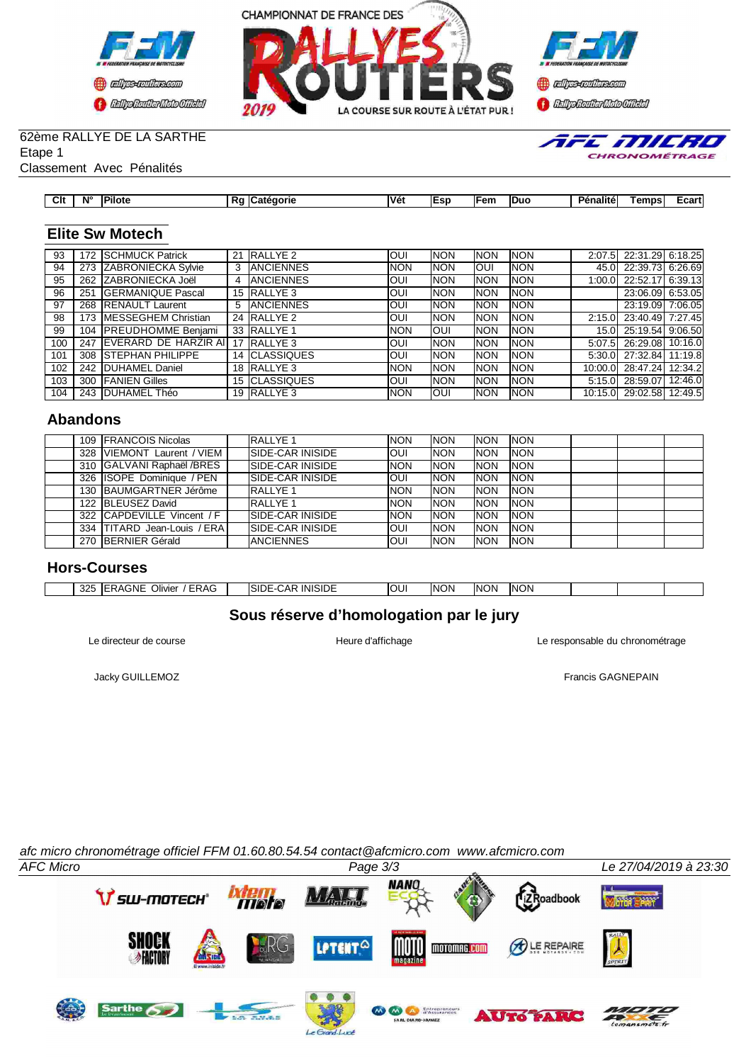CHAMPIONNAT DE FRANCE DES RALLYES ROUTIERS 2019 — LA COURSE SUR ROUTE À L'ÉTAT PUR !

62ème RALLYE DE LA SARTHE
Etape 1
Classement Avec Pénalités

AFC MICRO CHRONOMÉTRAGE

## Elite Sw Motech

| Clt | N° | Pilote | Rg | Catégorie | Vét | Esp | Fem | Duo | Pénalité | Temps | Ecart |
|---|---|---|---|---|---|---|---|---|---|---|---|
| 93 | 172 | SCHMUCK Patrick | 21 | RALLYE 2 | OUI | NON | NON | NON | 2:07.5 | 22:31.29 | 6:18.25 |
| 94 | 273 | ZABRONIECKA Sylvie | 3 | ANCIENNES | NON | NON | OUI | NON | 45.0 | 22:39.73 | 6:26.69 |
| 95 | 262 | ZABRONIECKA Joël | 4 | ANCIENNES | OUI | NON | NON | NON | 1:00.0 | 22:52.17 | 6:39.13 |
| 96 | 251 | GERMANIQUE Pascal | 15 | RALLYE 3 | OUI | NON | NON | NON | | 23:06.09 | 6:53.05 |
| 97 | 268 | RENAULT Laurent | 5 | ANCIENNES | OUI | NON | NON | NON | | 23:19.09 | 7:06.05 |
| 98 | 173 | MESSEGHEM Christian | 24 | RALLYE 2 | OUI | NON | NON | NON | 2:15.0 | 23:40.49 | 7:27.45 |
| 99 | 104 | PREUDHOMME Benjami | 33 | RALLYE 1 | NON | OUI | NON | NON | 15.0 | 25:19.54 | 9:06.50 |
| 100 | 247 | EVERARD DE HARZIR Al | 17 | RALLYE 3 | OUI | NON | NON | NON | 5:07.5 | 26:29.08 | 10:16.0 |
| 101 | 308 | STEPHAN PHILIPPE | 14 | CLASSIQUES | OUI | NON | NON | NON | 5:30.0 | 27:32.84 | 11:19.8 |
| 102 | 242 | DUHAMEL Daniel | 18 | RALLYE 3 | NON | NON | NON | NON | 10:00.0 | 28:47.24 | 12:34.2 |
| 103 | 300 | FANIEN Gilles | 15 | CLASSIQUES | OUI | NON | NON | NON | 5:15.0 | 28:59.07 | 12:46.0 |
| 104 | 243 | DUHAMEL Théo | 19 | RALLYE 3 | NON | OUI | NON | NON | 10:15.0 | 29:02.58 | 12:49.5 |

## Abandons

| Clt | N° | Pilote | Rg | Catégorie | Vét | Esp | Fem | Duo | Pénalité | Temps | Ecart |
|---|---|---|---|---|---|---|---|---|---|---|---|
| | 109 | FRANCOIS Nicolas | | RALLYE 1 | NON | NON | NON | NON | | | |
| | 328 | VIEMONT Laurent / VIEM | | SIDE-CAR INISIDE | OUI | NON | NON | NON | | | |
| | 310 | GALVANI Raphaël /BRES | | SIDE-CAR INISIDE | NON | NON | NON | NON | | | |
| | 326 | ISOPE Dominique / PEN | | SIDE-CAR INISIDE | OUI | NON | NON | NON | | | |
| | 130 | BAUMGARTNER Jérôme | | RALLYE 1 | NON | NON | NON | NON | | | |
| | 122 | BLEUSEZ David | | RALLYE 1 | NON | NON | NON | NON | | | |
| | 322 | CAPDEVILLE Vincent / F | | SIDE-CAR INISIDE | NON | NON | NON | NON | | | |
| | 334 | TITARD Jean-Louis / ERA | | SIDE-CAR INISIDE | OUI | NON | NON | NON | | | |
| | 270 | BERNIER Gérald | | ANCIENNES | OUI | NON | NON | NON | | | |

## Hors-Courses

| Clt | N° | Pilote | Rg | Catégorie | Vét | Esp | Fem | Duo | Pénalité | Temps | Ecart |
|---|---|---|---|---|---|---|---|---|---|---|---|
| | 325 | ERAGNE Olivier / ERAG | | SIDE-CAR INISIDE | OUI | NON | NON | NON | | | |

**Sous réserve d'homologation par le jury**

Le directeur de course — Heure d'affichage — Le responsable du chronométrage

Jacky GUILLEMOZ — Francis GAGNEPAIN

*afc micro chronométrage officiel FFM 01.60.80.54.54 contact@afcmicro.com www.afcmicro.com*

AFC Micro — Le 27/04/2019 à 23:30